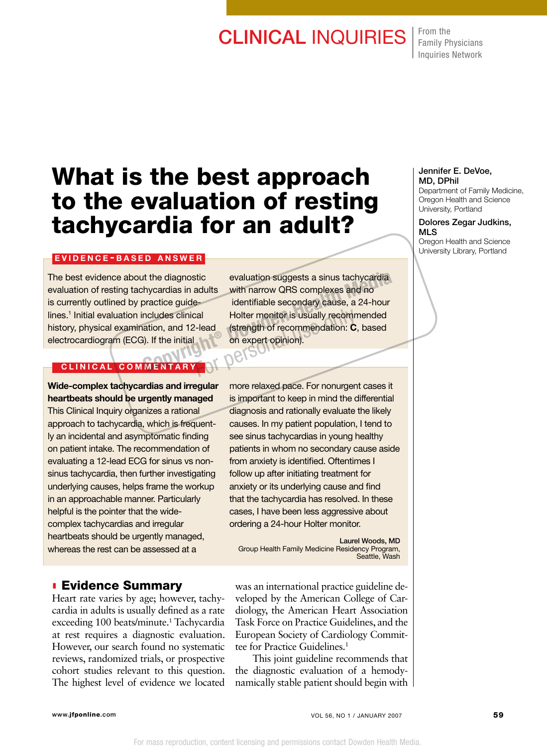CLINICAL INQUIRIES

From the Family Physicians Inquiries Network

# What is the best approach to the evaluation of resting tachycardia for an adult?

**Jennifer E. DeVoe, MD, DPhil**
Department of Family Medicine, Oregon Health and Science University, Portland

**Dolores Zegar Judkins, MLS**
Oregon Health and Science University Library, Portland

## EVIDENCE-BASED ANSWER

The best evidence about the diagnostic evaluation of resting tachycardias in adults is currently outlined by practice guidelines.[1] Initial evaluation includes clinical history, physical examination, and 12-lead electrocardiogram (ECG). If the initial evaluation suggests a sinus tachycardia with narrow QRS complexes and no identifiable secondary cause, a 24-hour Holter monitor is usually recommended (strength of recommendation: **C**, based on expert opinion).

## CLINICAL COMMENTARY

**Wide-complex tachycardias and irregular heartbeats should be urgently managed**

This Clinical Inquiry organizes a rational approach to tachycardia, which is frequently an incidental and asymptomatic finding on patient intake. The recommendation of evaluating a 12-lead ECG for sinus vs nonsinus tachycardia, then further investigating underlying causes, helps frame the workup in an approachable manner. Particularly helpful is the pointer that the wide-complex tachycardias and irregular heartbeats should be urgently managed, whereas the rest can be assessed at a more relaxed pace. For nonurgent cases it is important to keep in mind the differential diagnosis and rationally evaluate the likely causes. In my patient population, I tend to see sinus tachycardias in young healthy patients in whom no secondary cause aside from anxiety is identified. Oftentimes I follow up after initiating treatment for anxiety or its underlying cause and find that the tachycardia has resolved. In these cases, I have been less aggressive about ordering a 24-hour Holter monitor.

**Laurel Woods, MD**
Group Health Family Medicine Residency Program, Seattle, Wash

## Evidence Summary

Heart rate varies by age; however, tachycardia in adults is usually defined as a rate exceeding 100 beats/minute.[1] Tachycardia at rest requires a diagnostic evaluation. However, our search found no systematic reviews, randomized trials, or prospective cohort studies relevant to this question. The highest level of evidence we located was an international practice guideline developed by the American College of Cardiology, the American Heart Association Task Force on Practice Guidelines, and the European Society of Cardiology Committee for Practice Guidelines.[1]

This joint guideline recommends that the diagnostic evaluation of a hemodynamically stable patient should begin with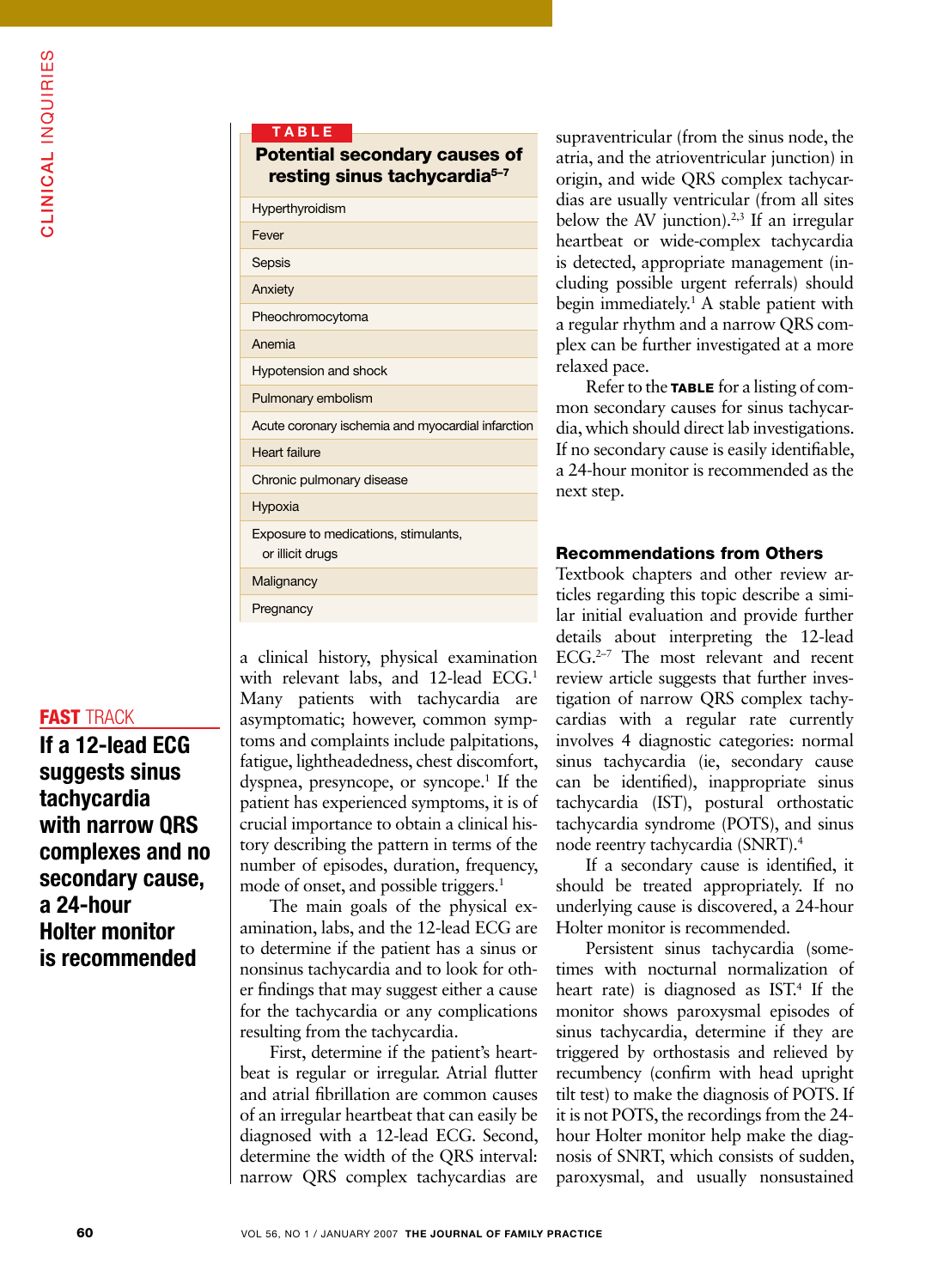**TABLE**

**Potential secondary causes of resting sinus tachycardia[5–7]**

| |
|---|
| Hyperthyroidism |
| Fever |
| Sepsis |
| Anxiety |
| Pheochromocytoma |
| Anemia |
| Hypotension and shock |
| Pulmonary embolism |
| Acute coronary ischemia and myocardial infarction |
| Heart failure |
| Chronic pulmonary disease |
| Hypoxia |
| Exposure to medications, stimulants, or illicit drugs |
| Malignancy |
| Pregnancy |

**FAST TRACK**

**If a 12-lead ECG suggests sinus tachycardia with narrow QRS complexes and no secondary cause, a 24-hour Holter monitor is recommended**

a clinical history, physical examination with relevant labs, and 12-lead ECG.[1] Many patients with tachycardia are asymptomatic; however, common symptoms and complaints include palpitations, fatigue, lightheadedness, chest discomfort, dyspnea, presyncope, or syncope.[1] If the patient has experienced symptoms, it is of crucial importance to obtain a clinical history describing the pattern in terms of the number of episodes, duration, frequency, mode of onset, and possible triggers.[1]

The main goals of the physical examination, labs, and the 12-lead ECG are to determine if the patient has a sinus or nonsinus tachycardia and to look for other findings that may suggest either a cause for the tachycardia or any complications resulting from the tachycardia.

First, determine if the patient's heartbeat is regular or irregular. Atrial flutter and atrial fibrillation are common causes of an irregular heartbeat that can easily be diagnosed with a 12-lead ECG. Second, determine the width of the QRS interval: narrow QRS complex tachycardias are supraventricular (from the sinus node, the atria, and the atrioventricular junction) in origin, and wide QRS complex tachycardias are usually ventricular (from all sites below the AV junction).[2,3] If an irregular heartbeat or wide-complex tachycardia is detected, appropriate management (including possible urgent referrals) should begin immediately.[1] A stable patient with a regular rhythm and a narrow QRS complex can be further investigated at a more relaxed pace.

Refer to the **TABLE** for a listing of common secondary causes for sinus tachycardia, which should direct lab investigations. If no secondary cause is easily identifiable, a 24-hour monitor is recommended as the next step.

## Recommendations from Others

Textbook chapters and other review articles regarding this topic describe a similar initial evaluation and provide further details about interpreting the 12-lead ECG.[2–7] The most relevant and recent review article suggests that further investigation of narrow QRS complex tachycardias with a regular rate currently involves 4 diagnostic categories: normal sinus tachycardia (ie, secondary cause can be identified), inappropriate sinus tachycardia (IST), postural orthostatic tachycardia syndrome (POTS), and sinus node reentry tachycardia (SNRT).[4]

If a secondary cause is identified, it should be treated appropriately. If no underlying cause is discovered, a 24-hour Holter monitor is recommended.

Persistent sinus tachycardia (sometimes with nocturnal normalization of heart rate) is diagnosed as IST.[4] If the monitor shows paroxysmal episodes of sinus tachycardia, determine if they are triggered by orthostasis and relieved by recumbency (confirm with head upright tilt test) to make the diagnosis of POTS. If it is not POTS, the recordings from the 24-hour Holter monitor help make the diagnosis of SNRT, which consists of sudden, paroxysmal, and usually nonsustained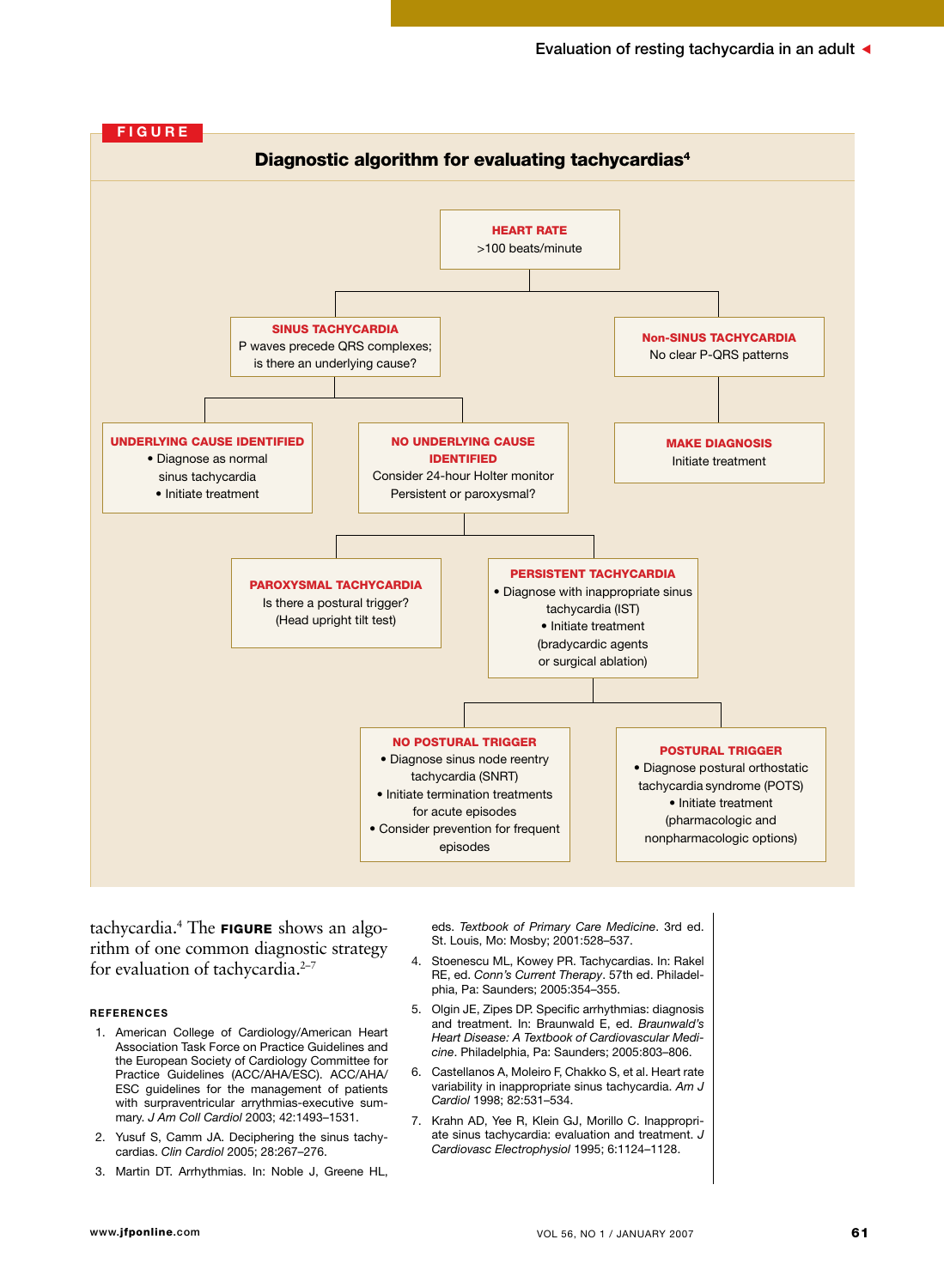**FIGURE**

**Diagnostic algorithm for evaluating tachycardias[4]**

**HEART RATE**
>100 beats/minute

**SINUS TACHYCARDIA**
P waves precede QRS complexes; is there an underlying cause?

**Non-SINUS TACHYCARDIA**
No clear P-QRS patterns

**UNDERLYING CAUSE IDENTIFIED**
- Diagnose as normal sinus tachycardia
- Initiate treatment

**NO UNDERLYING CAUSE IDENTIFIED**
Consider 24-hour Holter monitor
Persistent or paroxysmal?

**MAKE DIAGNOSIS**
Initiate treatment

**PAROXYSMAL TACHYCARDIA**
Is there a postural trigger?
(Head upright tilt test)

**PERSISTENT TACHYCARDIA**
- Diagnose with inappropriate sinus tachycardia (IST)
- Initiate treatment (bradycardic agents or surgical ablation)

**NO POSTURAL TRIGGER**
- Diagnose sinus node reentry tachycardia (SNRT)
- Initiate termination treatments for acute episodes
- Consider prevention for frequent episodes

**POSTURAL TRIGGER**
- Diagnose postural orthostatic tachycardia syndrome (POTS)
- Initiate treatment (pharmacologic and nonpharmacologic options)

tachycardia.[4] The **FIGURE** shows an algorithm of one common diagnostic strategy for evaluation of tachycardia.[2–7]

### REFERENCES

1. American College of Cardiology/American Heart Association Task Force on Practice Guidelines and the European Society of Cardiology Committee for Practice Guidelines (ACC/AHA/ESC). ACC/AHA/ESC guidelines for the management of patients with supraventricular arrythmias-executive summary. *J Am Coll Cardiol* 2003; 42:1493–1531.
2. Yusuf S, Camm JA. Deciphering the sinus tachycardias. *Clin Cardiol* 2005; 28:267–276.
3. Martin DT. Arrhythmias. In: Noble J, Greene HL, eds. *Textbook of Primary Care Medicine*. 3rd ed. St. Louis, Mo: Mosby; 2001:528–537.
4. Stoenescu ML, Kowey PR. Tachycardias. In: Rakel RE, ed. *Conn's Current Therapy*. 57th ed. Philadelphia, Pa: Saunders; 2005:354–355.
5. Olgin JE, Zipes DP. Specific arrhythmias: diagnosis and treatment. In: Braunwald E, ed. *Braunwald's Heart Disease: A Textbook of Cardiovascular Medicine*. Philadelphia, Pa: Saunders; 2005:803–806.
6. Castellanos A, Moleiro F, Chakko S, et al. Heart rate variability in inappropriate sinus tachycardia. *Am J Cardiol* 1998; 82:531–534.
7. Krahn AD, Yee R, Klein GJ, Morillo C. Inappropriate sinus tachycardia: evaluation and treatment. *J Cardiovasc Electrophysiol* 1995; 6:1124–1128.